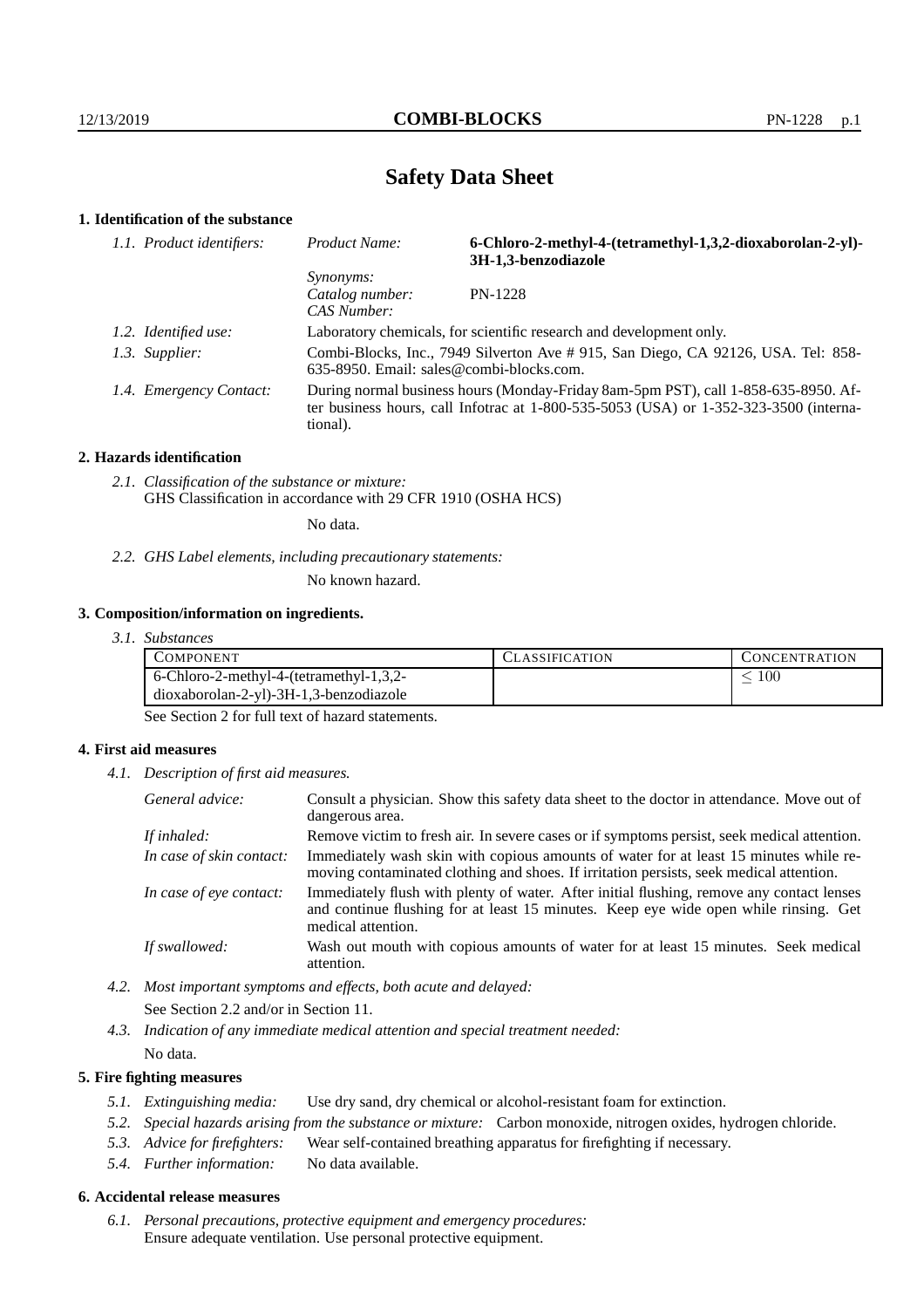# Safety Data Sheet

## 1. Identification of the substance

| | | |
|---|---|---|
| *1.1. Product identifiers:* | *Product Name:* | **6-Chloro-2-methyl-4-(tetramethyl-1,3,2-dioxaborolan-2-yl)-3H-1,3-benzodiazole** |
| | *Synonyms:* | |
| | *Catalog number:* | PN-1228 |
| | *CAS Number:* | |
| *1.2. Identified use:* | Laboratory chemicals, for scientific research and development only. | |
| *1.3. Supplier:* | Combi-Blocks, Inc., 7949 Silverton Ave # 915, San Diego, CA 92126, USA. Tel: 858-635-8950. Email: sales@combi-blocks.com. | |
| *1.4. Emergency Contact:* | During normal business hours (Monday-Friday 8am-5pm PST), call 1-858-635-8950. After business hours, call Infotrac at 1-800-535-5053 (USA) or 1-352-323-3500 (international). | |

## 2. Hazards identification

*2.1. Classification of the substance or mixture:*
GHS Classification in accordance with 29 CFR 1910 (OSHA HCS)

No data.

*2.2. GHS Label elements, including precautionary statements:*

No known hazard.

## 3. Composition/information on ingredients.

*3.1. Substances*

| Component | Classification | Concentration |
|---|---|---|
| 6-Chloro-2-methyl-4-(tetramethyl-1,3,2-dioxaborolan-2-yl)-3H-1,3-benzodiazole | | $\leq 100$ |

See Section 2 for full text of hazard statements.

## 4. First aid measures

*4.1. Description of first aid measures.*

| | |
|---|---|
| *General advice:* | Consult a physician. Show this safety data sheet to the doctor in attendance. Move out of dangerous area. |
| *If inhaled:* | Remove victim to fresh air. In severe cases or if symptoms persist, seek medical attention. |
| *In case of skin contact:* | Immediately wash skin with copious amounts of water for at least 15 minutes while removing contaminated clothing and shoes. If irritation persists, seek medical attention. |
| *In case of eye contact:* | Immediately flush with plenty of water. After initial flushing, remove any contact lenses and continue flushing for at least 15 minutes. Keep eye wide open while rinsing. Get medical attention. |
| *If swallowed:* | Wash out mouth with copious amounts of water for at least 15 minutes. Seek medical attention. |

*4.2. Most important symptoms and effects, both acute and delayed:*

See Section 2.2 and/or in Section 11.

*4.3. Indication of any immediate medical attention and special treatment needed:*

No data.

## 5. Fire fighting measures

*5.1. Extinguishing media:* Use dry sand, dry chemical or alcohol-resistant foam for extinction.

*5.2. Special hazards arising from the substance or mixture:* Carbon monoxide, nitrogen oxides, hydrogen chloride.

*5.3. Advice for firefighters:* Wear self-contained breathing apparatus for firefighting if necessary.

*5.4. Further information:* No data available.

## 6. Accidental release measures

*6.1. Personal precautions, protective equipment and emergency procedures:*
Ensure adequate ventilation. Use personal protective equipment.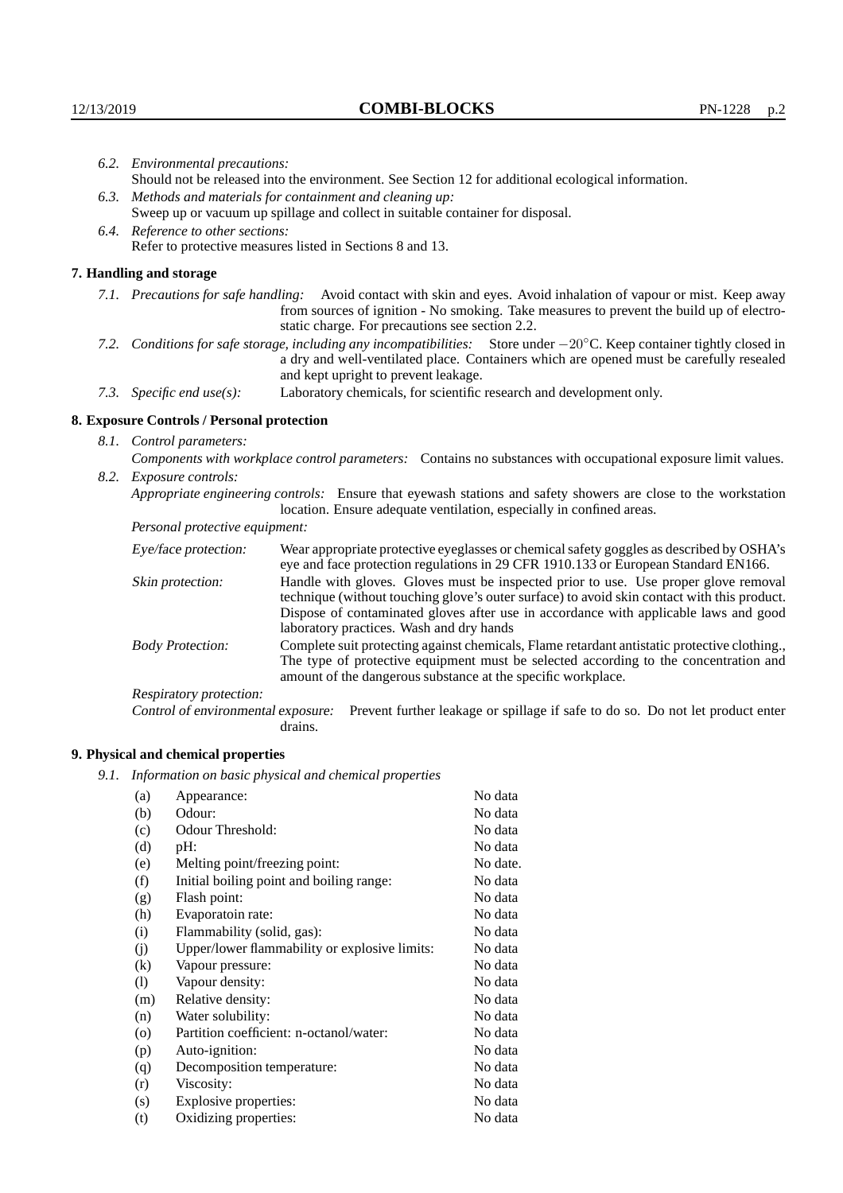6.2. *Environmental precautions:*
Should not be released into the environment. See Section 12 for additional ecological information.

6.3. *Methods and materials for containment and cleaning up:*
Sweep up or vacuum up spillage and collect in suitable container for disposal.

6.4. *Reference to other sections:*
Refer to protective measures listed in Sections 8 and 13.

## 7. Handling and storage

7.1. *Precautions for safe handling:* Avoid contact with skin and eyes. Avoid inhalation of vapour or mist. Keep away from sources of ignition - No smoking. Take measures to prevent the build up of electrostatic charge. For precautions see section 2.2.

7.2. *Conditions for safe storage, including any incompatibilities:* Store under $-20^{\circ}$C. Keep container tightly closed in a dry and well-ventilated place. Containers which are opened must be carefully resealed and kept upright to prevent leakage.

7.3. *Specific end use(s):* Laboratory chemicals, for scientific research and development only.

## 8. Exposure Controls / Personal protection

8.1. *Control parameters:*
*Components with workplace control parameters:* Contains no substances with occupational exposure limit values.

8.2. *Exposure controls:*
*Appropriate engineering controls:* Ensure that eyewash stations and safety showers are close to the workstation location. Ensure adequate ventilation, especially in confined areas.

*Personal protective equipment:*

*Eye/face protection:* Wear appropriate protective eyeglasses or chemical safety goggles as described by OSHA's eye and face protection regulations in 29 CFR 1910.133 or European Standard EN166.

*Skin protection:* Handle with gloves. Gloves must be inspected prior to use. Use proper glove removal technique (without touching glove's outer surface) to avoid skin contact with this product. Dispose of contaminated gloves after use in accordance with applicable laws and good laboratory practices. Wash and dry hands

*Body Protection:* Complete suit protecting against chemicals, Flame retardant antistatic protective clothing., The type of protective equipment must be selected according to the concentration and amount of the dangerous substance at the specific workplace.

*Respiratory protection:*

*Control of environmental exposure:* Prevent further leakage or spillage if safe to do so. Do not let product enter drains.

## 9. Physical and chemical properties

9.1. *Information on basic physical and chemical properties*

| | | |
|---|---|---|
| (a) | Appearance: | No data |
| (b) | Odour: | No data |
| (c) | Odour Threshold: | No data |
| (d) | pH: | No data |
| (e) | Melting point/freezing point: | No date. |
| (f) | Initial boiling point and boiling range: | No data |
| (g) | Flash point: | No data |
| (h) | Evaporatoin rate: | No data |
| (i) | Flammability (solid, gas): | No data |
| (j) | Upper/lower flammability or explosive limits: | No data |
| (k) | Vapour pressure: | No data |
| (l) | Vapour density: | No data |
| (m) | Relative density: | No data |
| (n) | Water solubility: | No data |
| (o) | Partition coefficient: n-octanol/water: | No data |
| (p) | Auto-ignition: | No data |
| (q) | Decomposition temperature: | No data |
| (r) | Viscosity: | No data |
| (s) | Explosive properties: | No data |
| (t) | Oxidizing properties: | No data |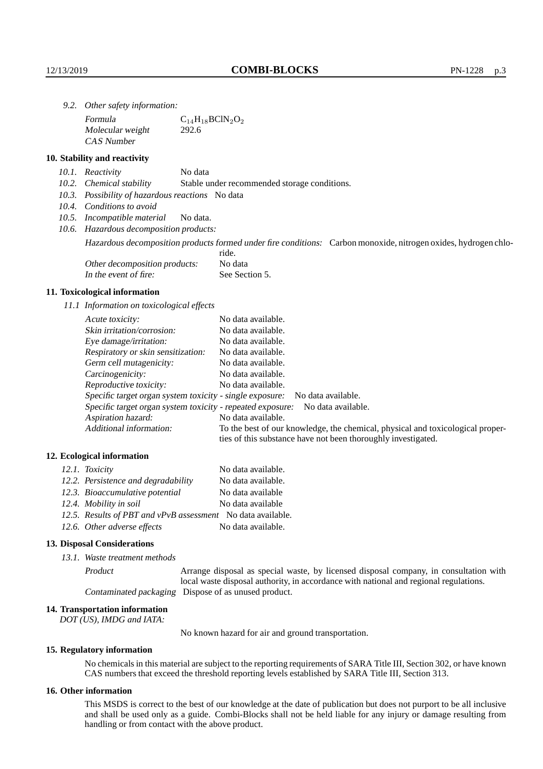*9.2. Other safety information:*

| | |
|---|---|
| *Formula* | $C_{14}H_{18}BClN_2O_2$ |
| *Molecular weight* | 292.6 |
| *CAS Number* | |

## 10. Stability and reactivity

*10.1. Reactivity* No data

*10.2. Chemical stability* Stable under recommended storage conditions.

*10.3. Possibility of hazardous reactions* No data

*10.4. Conditions to avoid*

*10.5. Incompatible material* No data.

*10.6. Hazardous decomposition products:*

*Hazardous decomposition products formed under fire conditions:* Carbon monoxide, nitrogen oxides, hydrogen chloride.

| | |
|---|---|
| *Other decomposition products:* | No data |
| *In the event of fire:* | See Section 5. |

## 11. Toxicological information

*11.1 Information on toxicological effects*

| | |
|---|---|
| *Acute toxicity:* | No data available. |
| *Skin irritation/corrosion:* | No data available. |
| *Eye damage/irritation:* | No data available. |
| *Respiratory or skin sensitization:* | No data available. |
| *Germ cell mutagenicity:* | No data available. |
| *Carcinogenicity:* | No data available. |
| *Reproductive toxicity:* | No data available. |
| *Specific target organ system toxicity - single exposure:* | No data available. |
| *Specific target organ system toxicity - repeated exposure:* | No data available. |
| *Aspiration hazard:* | No data available. |
| *Additional information:* | To the best of our knowledge, the chemical, physical and toxicological properties of this substance have not been thoroughly investigated. |

## 12. Ecological information

| | |
|---|---|
| *12.1. Toxicity* | No data available. |
| *12.2. Persistence and degradability* | No data available. |
| *12.3. Bioaccumulative potential* | No data available |
| *12.4. Mobility in soil* | No data available |
| *12.5. Results of PBT and vPvB assessment* | No data available. |
| *12.6. Other adverse effects* | No data available. |

## 13. Disposal Considerations

*13.1. Waste treatment methods*

| | |
|---|---|
| *Product* | Arrange disposal as special waste, by licensed disposal company, in consultation with local waste disposal authority, in accordance with national and regional regulations. |
| *Contaminated packaging* | Dispose of as unused product. |

## 14. Transportation information

*DOT (US), IMDG and IATA:*

No known hazard for air and ground transportation.

## 15. Regulatory information

No chemicals in this material are subject to the reporting requirements of SARA Title III, Section 302, or have known CAS numbers that exceed the threshold reporting levels established by SARA Title III, Section 313.

## 16. Other information

This MSDS is correct to the best of our knowledge at the date of publication but does not purport to be all inclusive and shall be used only as a guide. Combi-Blocks shall not be held liable for any injury or damage resulting from handling or from contact with the above product.